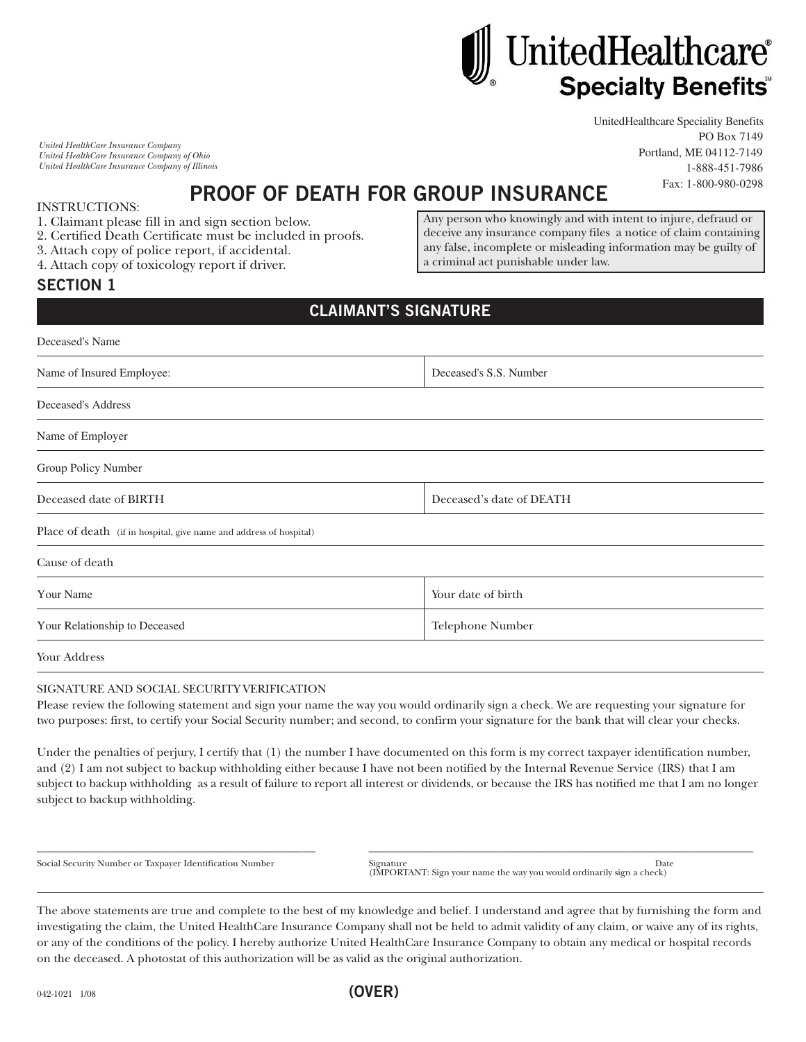UnitedHealthcare®
**Specialty Benefits**℠

*United HealthCare Insurance Company*
*United HealthCare Insurance Company of Ohio*
*United HealthCare Insurance Company of Illinois*

UnitedHealthcare Speciality Benefits
PO Box 7149
Portland, ME 04112-7149
1-888-451-7986
Fax: 1-800-980-0298

# PROOF OF DEATH FOR GROUP INSURANCE

INSTRUCTIONS:

1. Claimant please fill in and sign section below.
2. Certified Death Certificate must be included in proofs.
3. Attach copy of police report, if accidental.
4. Attach copy of toxicology report if driver.

> Any person who knowingly and with intent to injure, defraud or deceive any insurance company files a notice of claim containing any false, incomplete or misleading information may be guilty of a criminal act punishable under law.

## SECTION 1

### CLAIMANT'S SIGNATURE

| | |
|---|---|
| Deceased's Name | |
| Name of Insured Employee: | Deceased's S.S. Number |
| Deceased's Address | |
| Name of Employer | |
| Group Policy Number | |
| Deceased date of BIRTH | Deceased's date of DEATH |
| Place of death (if in hospital, give name and address of hospital) | |
| Cause of death | |
| Your Name | Your date of birth |
| Your Relationship to Deceased | Telephone Number |
| Your Address | |

SIGNATURE AND SOCIAL SECURITY VERIFICATION

Please review the following statement and sign your name the way you would ordinarily sign a check. We are requesting your signature for two purposes: first, to certify your Social Security number; and second, to confirm your signature for the bank that will clear your checks.

Under the penalties of perjury, I certify that (1) the number I have documented on this form is my correct taxpayer identification number, and (2) I am not subject to backup withholding either because I have not been notified by the Internal Revenue Service (IRS) that I am subject to backup withholding as a result of failure to report all interest or dividends, or because the IRS has notified me that I am no longer subject to backup withholding.

_______________________________________ Social Security Number or Taxpayer Identification Number

_______________________________________ Signature (IMPORTANT: Sign your name the way you would ordinarily sign a check) Date

The above statements are true and complete to the best of my knowledge and belief. I understand and agree that by furnishing the form and investigating the claim, the United HealthCare Insurance Company shall not be held to admit validity of any claim, or waive any of its rights, or any of the conditions of the policy. I hereby authorize United HealthCare Insurance Company to obtain any medical or hospital records on the deceased. A photostat of this authorization will be as valid as the original authorization.

042-1021 1/08

**(OVER)**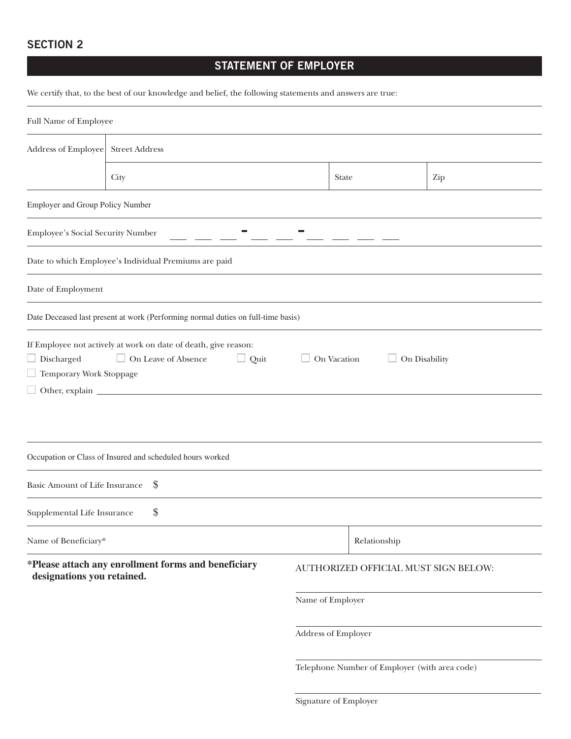## SECTION 2

## STATEMENT OF EMPLOYER

We certify that, to the best of our knowledge and belief, the following statements and answers are true:

Full Name of Employee

| | | | |
|---|---|---|---|
| Address of Employee | Street Address | | |
| | City | State | Zip |

Employer and Group Policy Number

Employee's Social Security Number ___ ___ ___ - ___ ___ - ___ ___ ___ ___

Date to which Employee's Individual Premiums are paid

Date of Employment

Date Deceased last present at work (Performing normal duties on full-time basis)

If Employee not actively at work on date of death, give reason:

☐ Discharged ☐ On Leave of Absence ☐ Quit ☐ On Vacation ☐ On Disability

☐ Temporary Work Stoppage

☐ Other, explain ______________________________

Occupation or Class of Insured and scheduled hours worked

Basic Amount of Life Insurance $

Supplemental Life Insurance $

| | |
|---|---|
| Name of Beneficiary* | Relationship |

**\*Please attach any enrollment forms and beneficiary designations you retained.**

AUTHORIZED OFFICIAL MUST SIGN BELOW:

______________________________
Name of Employer

______________________________
Address of Employer

______________________________
Telephone Number of Employer (with area code)

______________________________
Signature of Employer